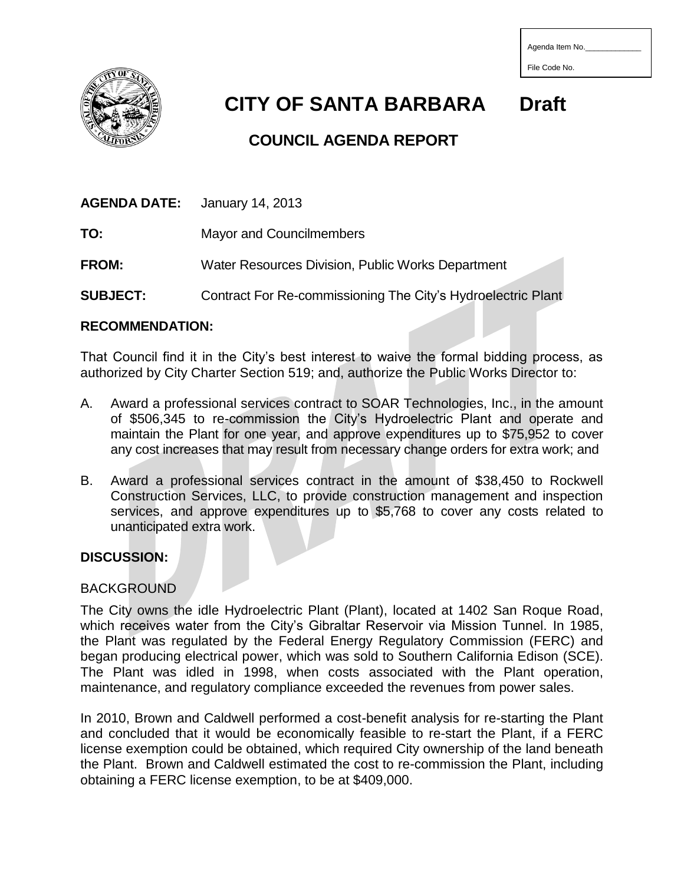Agenda Item No.\_\_\_\_\_\_\_\_\_\_\_\_\_

File Code No.

# CITY OF SANTA BARBARA Draft

## COUNCIL AGENDA REPORT

**AGENDA DATE:** January 14, 2013

**TO:** Mayor and Councilmembers

**FROM:** Water Resources Division, Public Works Department

**SUBJECT:** Contract For Re-commissioning The City's Hydroelectric Plant

## RECOMMENDATION:

That Council find it in the City's best interest to waive the formal bidding process, as authorized by City Charter Section 519; and, authorize the Public Works Director to:

A. Award a professional services contract to SOAR Technologies, Inc., in the amount of $506,345 to re-commission the City's Hydroelectric Plant and operate and maintain the Plant for one year, and approve expenditures up to $75,952 to cover any cost increases that may result from necessary change orders for extra work; and

B. Award a professional services contract in the amount of $38,450 to Rockwell Construction Services, LLC, to provide construction management and inspection services, and approve expenditures up to $5,768 to cover any costs related to unanticipated extra work.

## DISCUSSION:

### BACKGROUND

The City owns the idle Hydroelectric Plant (Plant), located at 1402 San Roque Road, which receives water from the City's Gibraltar Reservoir via Mission Tunnel. In 1985, the Plant was regulated by the Federal Energy Regulatory Commission (FERC) and began producing electrical power, which was sold to Southern California Edison (SCE). The Plant was idled in 1998, when costs associated with the Plant operation, maintenance, and regulatory compliance exceeded the revenues from power sales.

In 2010, Brown and Caldwell performed a cost-benefit analysis for re-starting the Plant and concluded that it would be economically feasible to re-start the Plant, if a FERC license exemption could be obtained, which required City ownership of the land beneath the Plant. Brown and Caldwell estimated the cost to re-commission the Plant, including obtaining a FERC license exemption, to be at $409,000.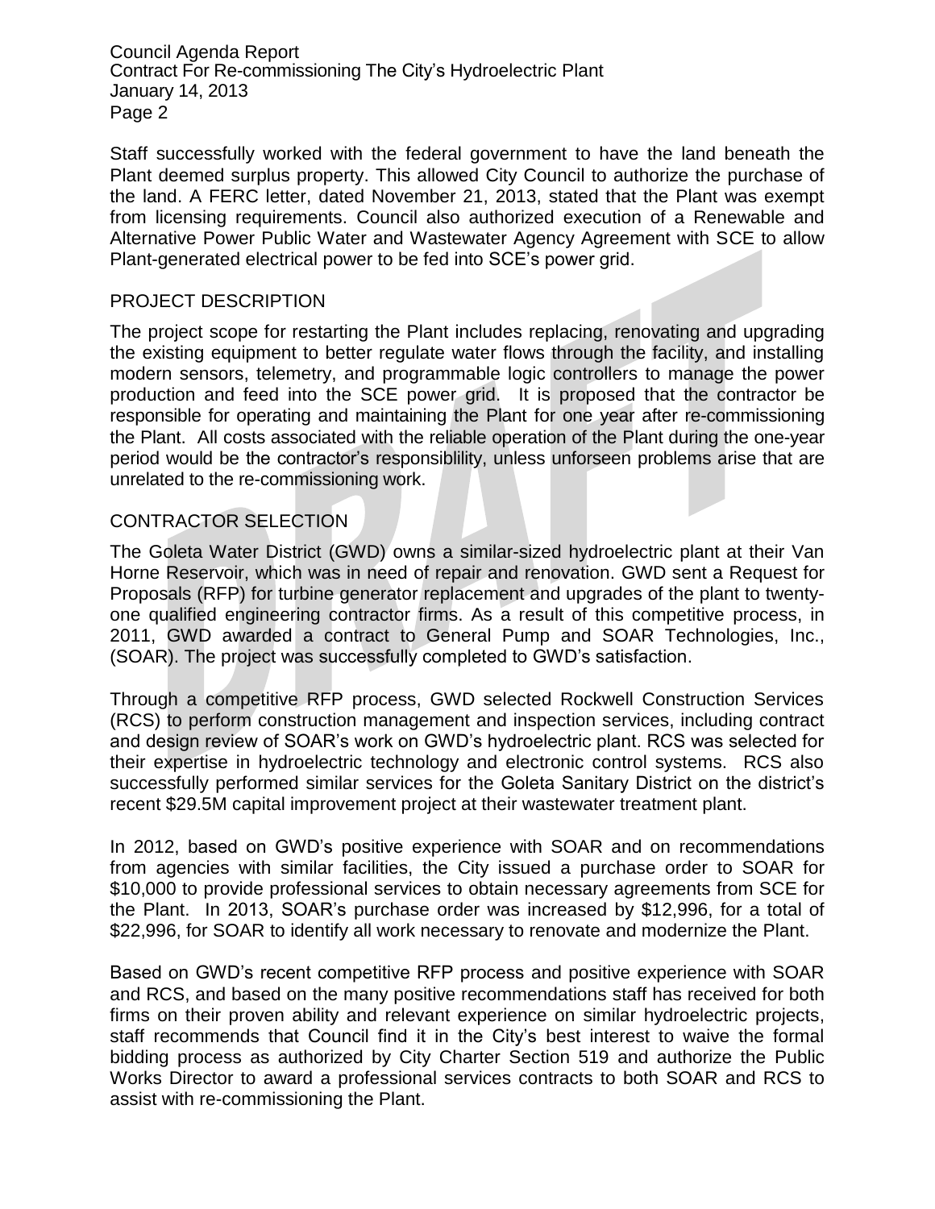Staff successfully worked with the federal government to have the land beneath the Plant deemed surplus property. This allowed City Council to authorize the purchase of the land. A FERC letter, dated November 21, 2013, stated that the Plant was exempt from licensing requirements. Council also authorized execution of a Renewable and Alternative Power Public Water and Wastewater Agency Agreement with SCE to allow Plant-generated electrical power to be fed into SCE's power grid.

## PROJECT DESCRIPTION

The project scope for restarting the Plant includes replacing, renovating and upgrading the existing equipment to better regulate water flows through the facility, and installing modern sensors, telemetry, and programmable logic controllers to manage the power production and feed into the SCE power grid. It is proposed that the contractor be responsible for operating and maintaining the Plant for one year after re-commissioning the Plant. All costs associated with the reliable operation of the Plant during the one-year period would be the contractor's responsiblility, unless unforseen problems arise that are unrelated to the re-commissioning work.

## CONTRACTOR SELECTION

The Goleta Water District (GWD) owns a similar-sized hydroelectric plant at their Van Horne Reservoir, which was in need of repair and renovation. GWD sent a Request for Proposals (RFP) for turbine generator replacement and upgrades of the plant to twenty-one qualified engineering contractor firms. As a result of this competitive process, in 2011, GWD awarded a contract to General Pump and SOAR Technologies, Inc., (SOAR). The project was successfully completed to GWD's satisfaction.

Through a competitive RFP process, GWD selected Rockwell Construction Services (RCS) to perform construction management and inspection services, including contract and design review of SOAR's work on GWD's hydroelectric plant. RCS was selected for their expertise in hydroelectric technology and electronic control systems. RCS also successfully performed similar services for the Goleta Sanitary District on the district's recent $29.5M capital improvement project at their wastewater treatment plant.

In 2012, based on GWD's positive experience with SOAR and on recommendations from agencies with similar facilities, the City issued a purchase order to SOAR for $10,000 to provide professional services to obtain necessary agreements from SCE for the Plant. In 2013, SOAR's purchase order was increased by $12,996, for a total of $22,996, for SOAR to identify all work necessary to renovate and modernize the Plant.

Based on GWD's recent competitive RFP process and positive experience with SOAR and RCS, and based on the many positive recommendations staff has received for both firms on their proven ability and relevant experience on similar hydroelectric projects, staff recommends that Council find it in the City's best interest to waive the formal bidding process as authorized by City Charter Section 519 and authorize the Public Works Director to award a professional services contracts to both SOAR and RCS to assist with re-commissioning the Plant.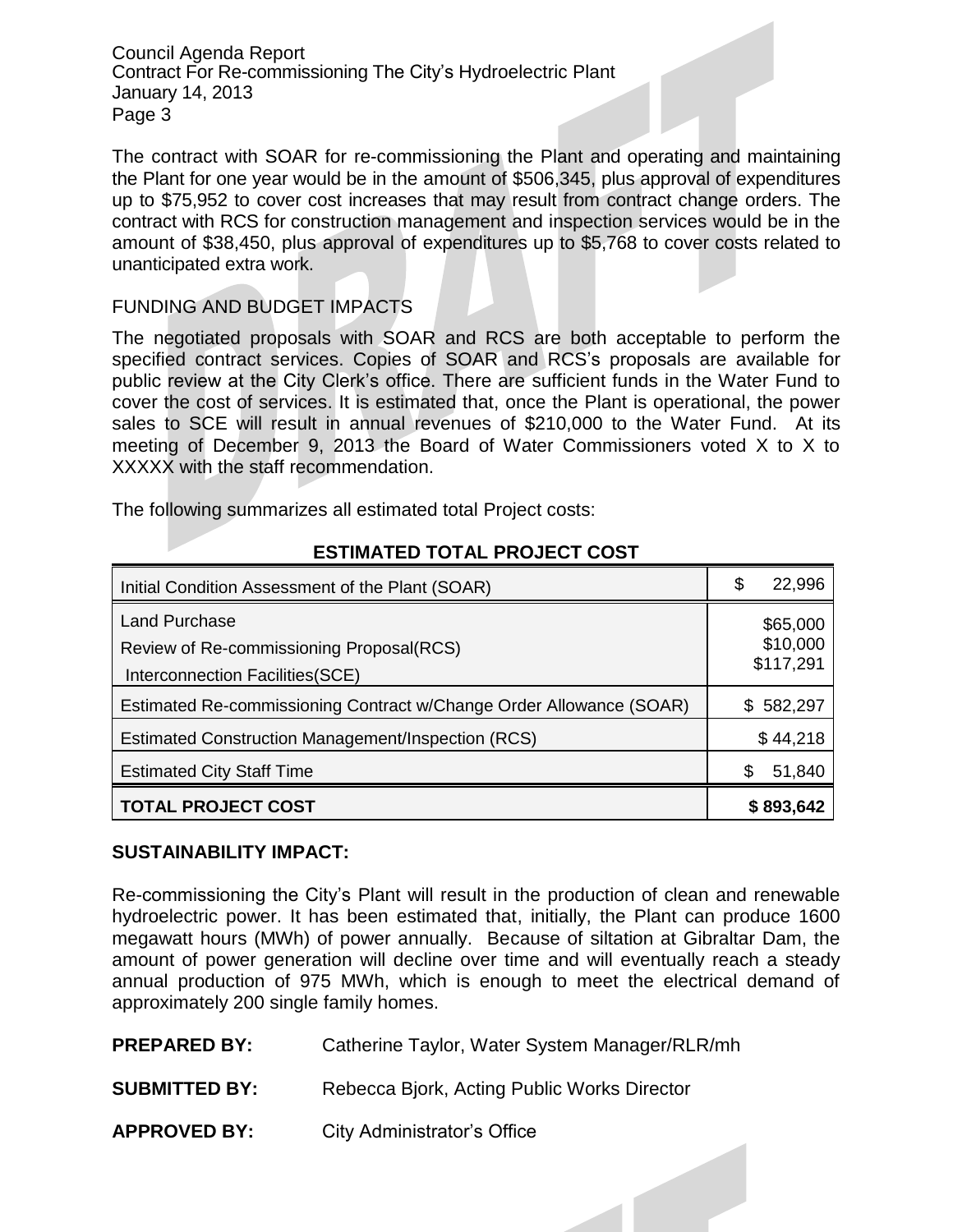The contract with SOAR for re-commissioning the Plant and operating and maintaining the Plant for one year would be in the amount of $506,345, plus approval of expenditures up to $75,952 to cover cost increases that may result from contract change orders. The contract with RCS for construction management and inspection services would be in the amount of $38,450, plus approval of expenditures up to $5,768 to cover costs related to unanticipated extra work.

## FUNDING AND BUDGET IMPACTS

The negotiated proposals with SOAR and RCS are both acceptable to perform the specified contract services. Copies of SOAR and RCS's proposals are available for public review at the City Clerk's office. There are sufficient funds in the Water Fund to cover the cost of services. It is estimated that, once the Plant is operational, the power sales to SCE will result in annual revenues of $210,000 to the Water Fund. At its meeting of December 9, 2013 the Board of Water Commissioners voted X to X to XXXXX with the staff recommendation.

The following summarizes all estimated total Project costs:

**ESTIMATED TOTAL PROJECT COST**

| | |
|---|---|
| Initial Condition Assessment of the Plant (SOAR) | $ 22,996 |
| Land Purchase<br>Review of Re-commissioning Proposal(RCS)<br>Interconnection Facilities(SCE) | $65,000<br>$10,000<br>$117,291 |
| Estimated Re-commissioning Contract w/Change Order Allowance (SOAR) | $ 582,297 |
| Estimated Construction Management/Inspection (RCS) | $ 44,218 |
| Estimated City Staff Time | $ 51,840 |
| **TOTAL PROJECT COST** | **$ 893,642** |

## SUSTAINABILITY IMPACT:

Re-commissioning the City's Plant will result in the production of clean and renewable hydroelectric power. It has been estimated that, initially, the Plant can produce 1600 megawatt hours (MWh) of power annually. Because of siltation at Gibraltar Dam, the amount of power generation will decline over time and will eventually reach a steady annual production of 975 MWh, which is enough to meet the electrical demand of approximately 200 single family homes.

**PREPARED BY:** Catherine Taylor, Water System Manager/RLR/mh

**SUBMITTED BY:** Rebecca Bjork, Acting Public Works Director

**APPROVED BY:** City Administrator's Office